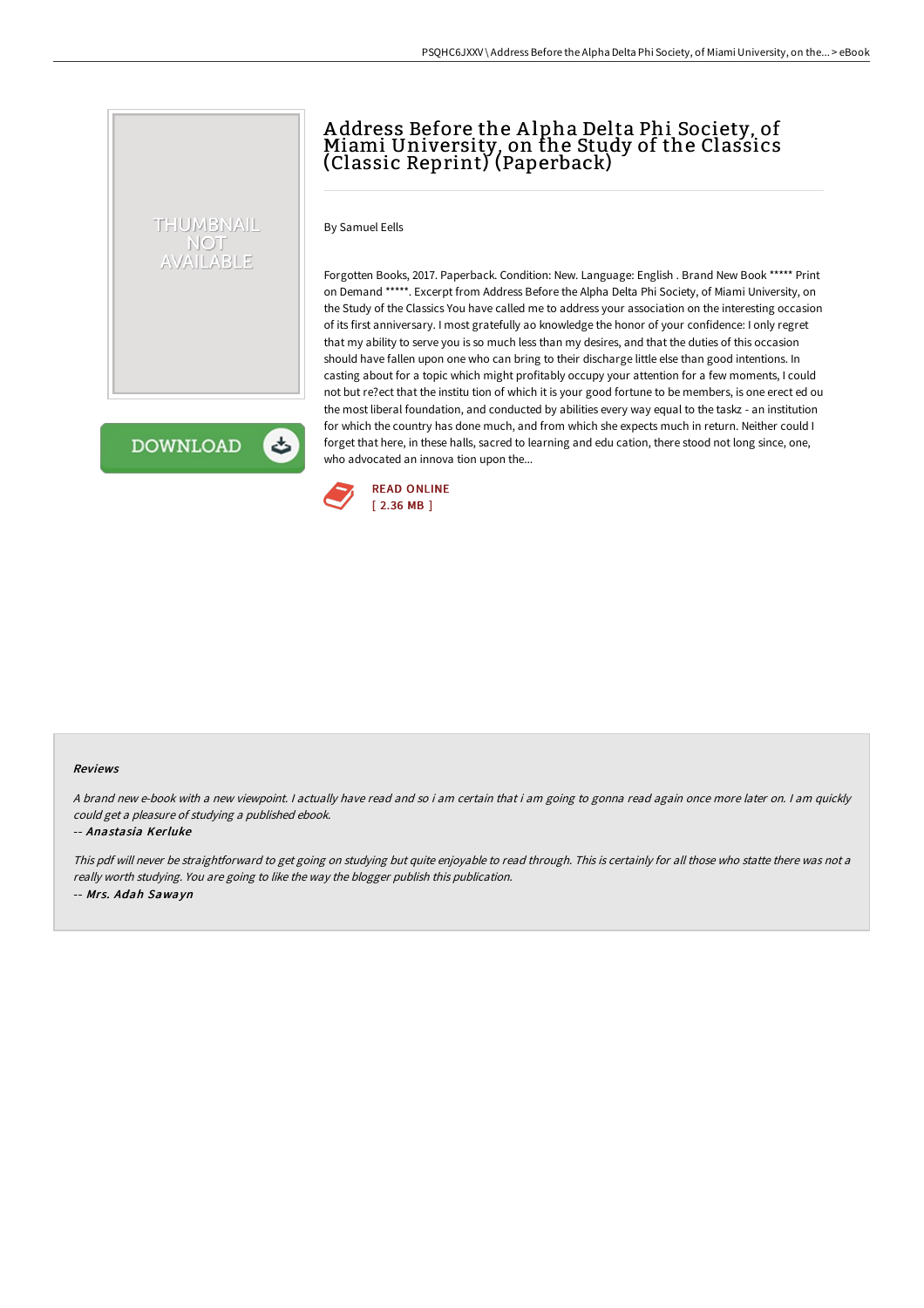# Address Before the Alpha Delta Phi Society, of Miami University, on the Study of the Classics (Classic Reprint) (Paperback)

THUMBNAIL NOT AVAILABLE

DOWNLOAD

By Samuel Eells

Forgotten Books, 2017. Paperback. Condition: New. Language: English . Brand New Book ***** Print on Demand *****. Excerpt from Address Before the Alpha Delta Phi Society, of Miami University, on the Study of the Classics You have called me to address your association on the interesting occasion of its first anniversary. I most gratefully ao knowledge the honor of your confidence: I only regret that my ability to serve you is so much less than my desires, and that the duties of this occasion should have fallen upon one who can bring to their discharge little else than good intentions. In casting about for a topic which might profitably occupy your attention for a few moments, I could not but re?ect that the institu tion of which it is your good fortune to be members, is one erect ed ou the most liberal foundation, and conducted by abilities every way equal to the taskz - an institution for which the country has done much, and from which she expects much in return. Neither could I forget that here, in these halls, sacred to learning and edu cation, there stood not long since, one, who advocated an innova tion upon the...

READ ONLINE
[ 2.36 MB ]

## Reviews

*A brand new e-book with a new viewpoint. I actually have read and so i am certain that i am going to gonna read again once more later on. I am quickly could get a pleasure of studying a published ebook.*

-- *Anastasia Kerluke*

*This pdf will never be straightforward to get going on studying but quite enjoyable to read through. This is certainly for all those who statte there was not a really worth studying. You are going to like the way the blogger publish this publication.*

-- *Mrs. Adah Sawayn*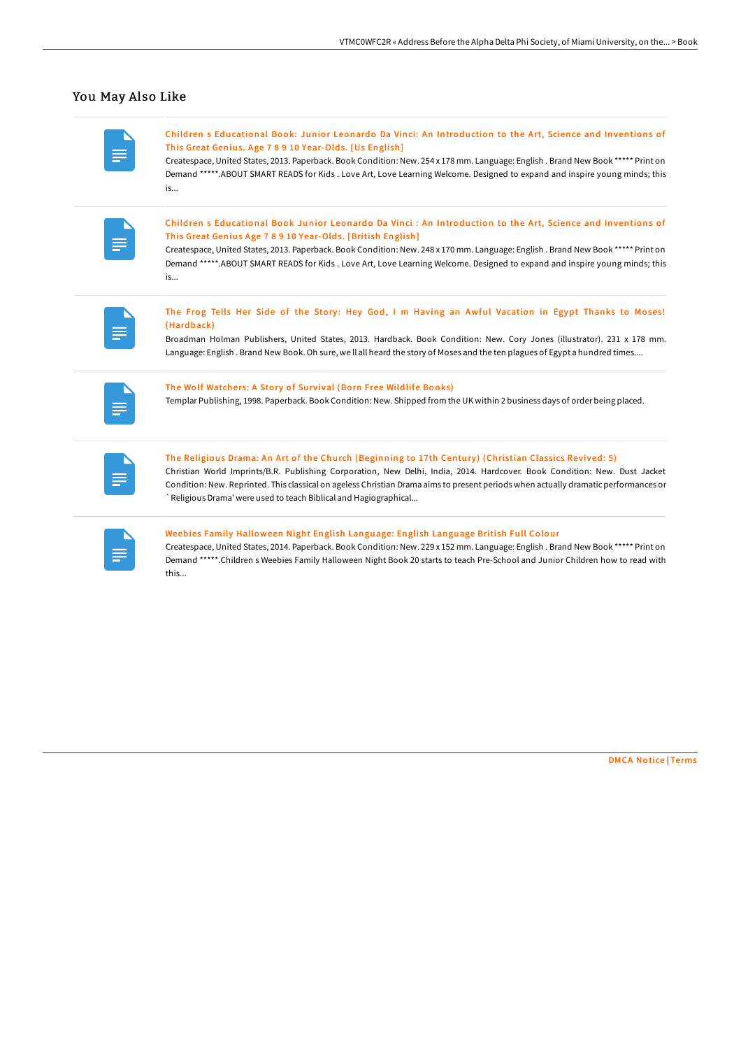## You May Also Like

### Children s Educational Book: Junior Leonardo Da Vinci: An Introduction to the Art, Science and Inventions of This Great Genius. Age 7 8 9 10 Year-Olds. [Us English]

Createspace, United States, 2013. Paperback. Book Condition: New. 254 x 178 mm. Language: English . Brand New Book ***** Print on Demand *****.ABOUT SMART READS for Kids . Love Art, Love Learning Welcome. Designed to expand and inspire young minds; this is...

### Children s Educational Book Junior Leonardo Da Vinci : An Introduction to the Art, Science and Inventions of This Great Genius Age 7 8 9 10 Year-Olds. [British English]

Createspace, United States, 2013. Paperback. Book Condition: New. 248 x 170 mm. Language: English . Brand New Book ***** Print on Demand *****.ABOUT SMART READS for Kids . Love Art, Love Learning Welcome. Designed to expand and inspire young minds; this is...

### The Frog Tells Her Side of the Story: Hey God, I m Having an Awful Vacation in Egypt Thanks to Moses! (Hardback)

Broadman Holman Publishers, United States, 2013. Hardback. Book Condition: New. Cory Jones (illustrator). 231 x 178 mm. Language: English . Brand New Book. Oh sure, we ll all heard the story of Moses and the ten plagues of Egypt a hundred times....

### The Wolf Watchers: A Story of Survival (Born Free Wildlife Books)

Templar Publishing, 1998. Paperback. Book Condition: New. Shipped from the UK within 2 business days of order being placed.

### The Religious Drama: An Art of the Church (Beginning to 17th Century) (Christian Classics Revived: 5)

Christian World Imprints/B.R. Publishing Corporation, New Delhi, India, 2014. Hardcover. Book Condition: New. Dust Jacket Condition: New. Reprinted. This classical on ageless Christian Drama aims to present periods when actually dramatic performances or `Religious Drama' were used to teach Biblical and Hagiographical...

### Weebies Family Halloween Night English Language: English Language British Full Colour

Createspace, United States, 2014. Paperback. Book Condition: New. 229 x 152 mm. Language: English . Brand New Book ***** Print on Demand *****.Children s Weebies Family Halloween Night Book 20 starts to teach Pre-School and Junior Children how to read with this...